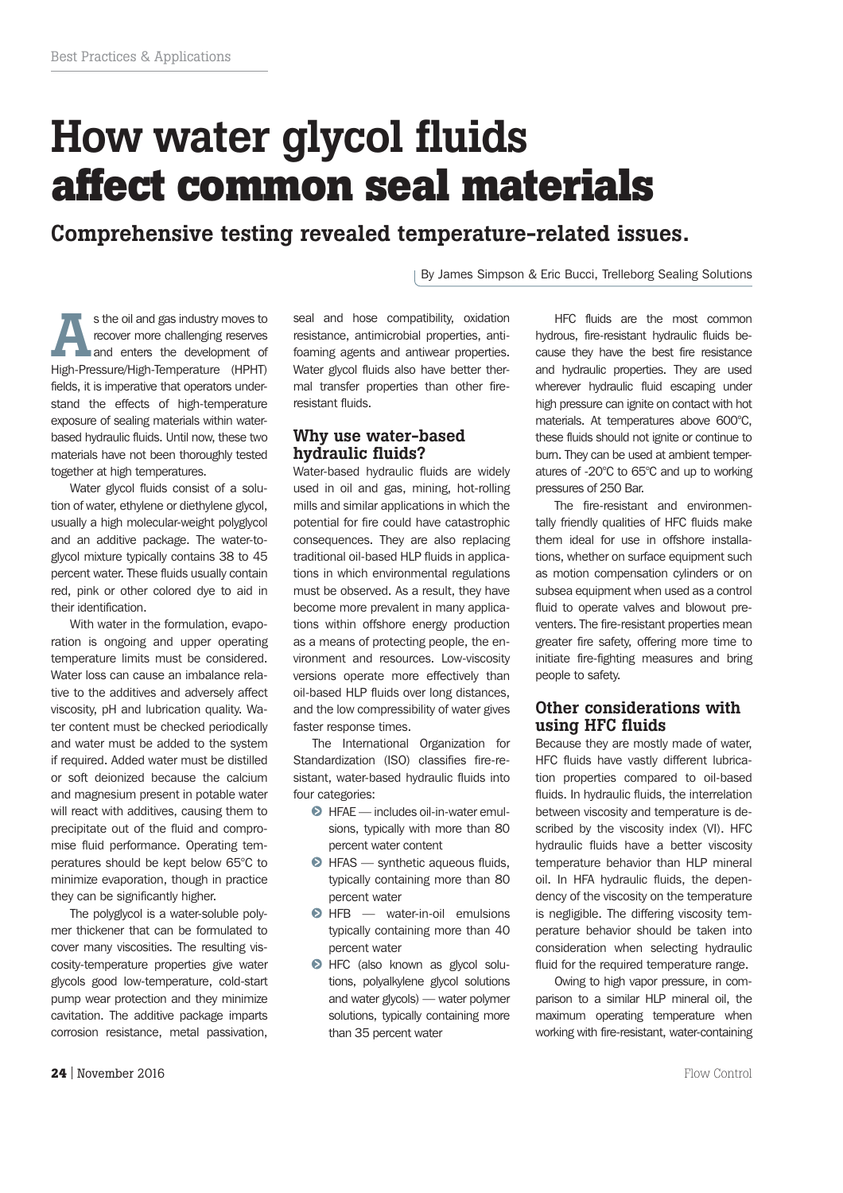# How water glycol fluids affect common seal materials

## Comprehensive testing revealed temperature-related issues.

By James Simpson & Eric Bucci, Trelleborg Sealing Solutions

As the oil and gas industry moves to recover more challenging reserves and enters the development of High-Pressure/High-Temperature (HPHT) fields, it is imperative that operators understand the effects of high-temperature exposure of sealing materials within water-based hydraulic fluids. Until now, these two materials have not been thoroughly tested together at high temperatures.

Water glycol fluids consist of a solution of water, ethylene or diethylene glycol, usually a high molecular-weight polyglycol and an additive package. The water-to-glycol mixture typically contains 38 to 45 percent water. These fluids usually contain red, pink or other colored dye to aid in their identification.

With water in the formulation, evaporation is ongoing and upper operating temperature limits must be considered. Water loss can cause an imbalance relative to the additives and adversely affect viscosity, pH and lubrication quality. Water content must be checked periodically and water must be added to the system if required. Added water must be distilled or soft deionized because the calcium and magnesium present in potable water will react with additives, causing them to precipitate out of the fluid and compromise fluid performance. Operating temperatures should be kept below 65°C to minimize evaporation, though in practice they can be significantly higher.

The polyglycol is a water-soluble polymer thickener that can be formulated to cover many viscosities. The resulting viscosity-temperature properties give water glycols good low-temperature, cold-start pump wear protection and they minimize cavitation. The additive package imparts corrosion resistance, metal passivation, seal and hose compatibility, oxidation resistance, antimicrobial properties, antifoaming agents and antiwear properties. Water glycol fluids also have better thermal transfer properties than other fire-resistant fluids.

### Why use water-based hydraulic fluids?

Water-based hydraulic fluids are widely used in oil and gas, mining, hot-rolling mills and similar applications in which the potential for fire could have catastrophic consequences. They are also replacing traditional oil-based HLP fluids in applications in which environmental regulations must be observed. As a result, they have become more prevalent in many applications within offshore energy production as a means of protecting people, the environment and resources. Low-viscosity versions operate more effectively than oil-based HLP fluids over long distances, and the low compressibility of water gives faster response times.

The International Organization for Standardization (ISO) classifies fire-resistant, water-based hydraulic fluids into four categories:

- HFAE — includes oil-in-water emulsions, typically with more than 80 percent water content
- HFAS — synthetic aqueous fluids, typically containing more than 80 percent water
- HFB — water-in-oil emulsions typically containing more than 40 percent water
- HFC (also known as glycol solutions, polyalkylene glycol solutions and water glycols) — water polymer solutions, typically containing more than 35 percent water

HFC fluids are the most common hydrous, fire-resistant hydraulic fluids because they have the best fire resistance and hydraulic properties. They are used wherever hydraulic fluid escaping under high pressure can ignite on contact with hot materials. At temperatures above 600°C, these fluids should not ignite or continue to burn. They can be used at ambient temperatures of -20°C to 65°C and up to working pressures of 250 Bar.

The fire-resistant and environmentally friendly qualities of HFC fluids make them ideal for use in offshore installations, whether on surface equipment such as motion compensation cylinders or on subsea equipment when used as a control fluid to operate valves and blowout preventers. The fire-resistant properties mean greater fire safety, offering more time to initiate fire-fighting measures and bring people to safety.

### Other considerations with using HFC fluids

Because they are mostly made of water, HFC fluids have vastly different lubrication properties compared to oil-based fluids. In hydraulic fluids, the interrelation between viscosity and temperature is described by the viscosity index (VI). HFC hydraulic fluids have a better viscosity temperature behavior than HLP mineral oil. In HFA hydraulic fluids, the dependency of the viscosity on the temperature is negligible. The differing viscosity temperature behavior should be taken into consideration when selecting hydraulic fluid for the required temperature range.

Owing to high vapor pressure, in comparison to a similar HLP mineral oil, the maximum operating temperature when working with fire-resistant, water-containing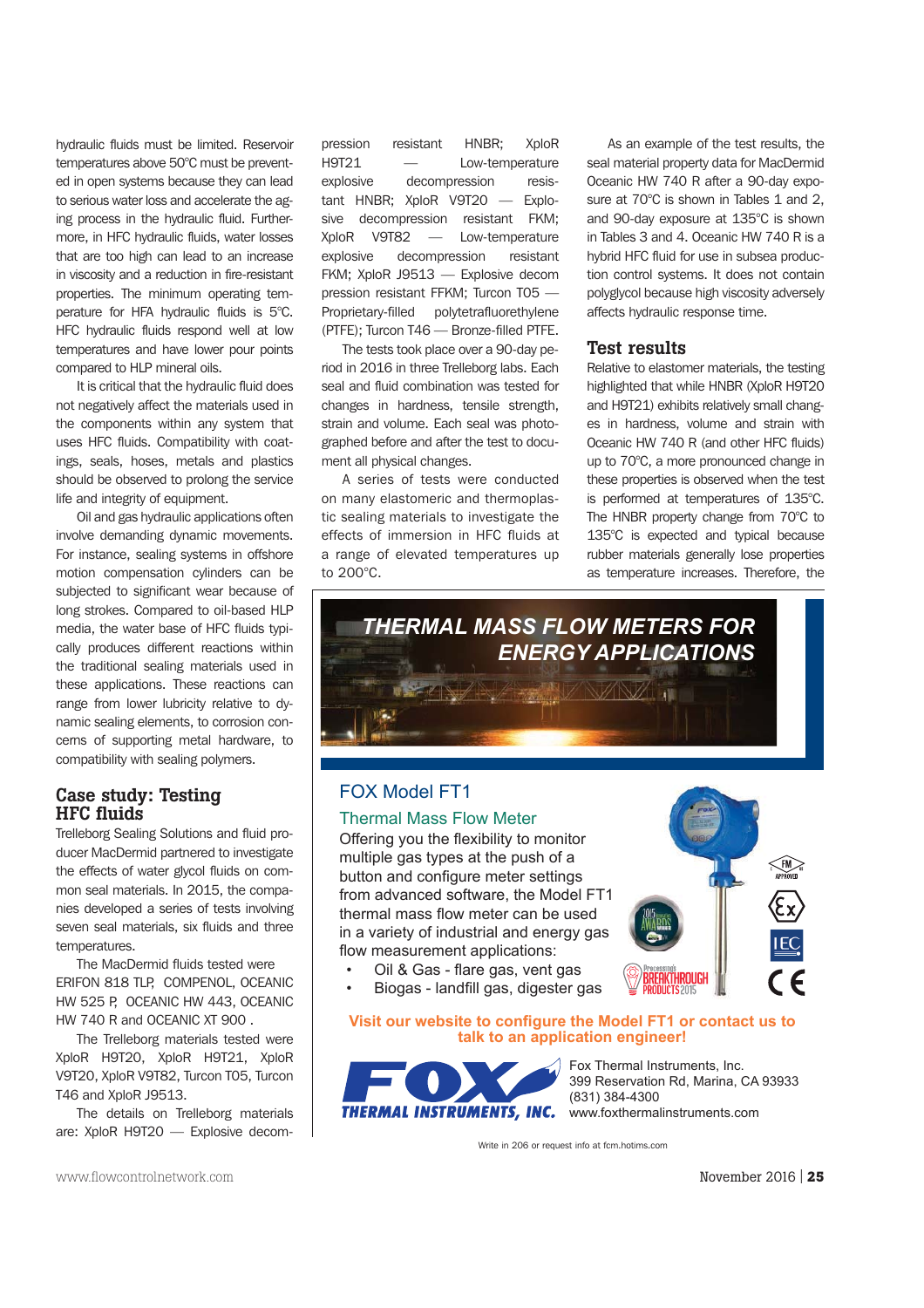hydraulic fluids must be limited. Reservoir temperatures above 50°C must be prevented in open systems because they can lead to serious water loss and accelerate the aging process in the hydraulic fluid. Furthermore, in HFC hydraulic fluids, water losses that are too high can lead to an increase in viscosity and a reduction in fire-resistant properties. The minimum operating temperature for HFA hydraulic fluids is 5°C. HFC hydraulic fluids respond well at low temperatures and have lower pour points compared to HLP mineral oils.

It is critical that the hydraulic fluid does not negatively affect the materials used in the components within any system that uses HFC fluids. Compatibility with coatings, seals, hoses, metals and plastics should be observed to prolong the service life and integrity of equipment.

Oil and gas hydraulic applications often involve demanding dynamic movements. For instance, sealing systems in offshore motion compensation cylinders can be subjected to significant wear because of long strokes. Compared to oil-based HLP media, the water base of HFC fluids typically produces different reactions within the traditional sealing materials used in these applications. These reactions can range from lower lubricity relative to dynamic sealing elements, to corrosion concerns of supporting metal hardware, to compatibility with sealing polymers.

## Case study: Testing HFC fluids

Trelleborg Sealing Solutions and fluid producer MacDermid partnered to investigate the effects of water glycol fluids on common seal materials. In 2015, the companies developed a series of tests involving seven seal materials, six fluids and three temperatures.

The MacDermid fluids tested were ERIFON 818 TLP, COMPENOL, OCEANIC HW 525 P, OCEANIC HW 443, OCEANIC HW 740 R and OCEANIC XT 900 .

The Trelleborg materials tested were XploR H9T20, XploR H9T21, XploR V9T20, XploR V9T82, Turcon T05, Turcon T46 and XploR J9513.

The details on Trelleborg materials are: XploR H9T20 — Explosive decompression resistant HNBR; XploR H9T21 — Low-temperature explosive decompression resistant HNBR; XploR V9T20 — Explosive decompression resistant FKM; XploR V9T82 — Low-temperature explosive decompression resistant FKM; XploR J9513 — Explosive decom pression resistant FFKM; Turcon T05 — Proprietary-filled polytetrafluorethylene (PTFE); Turcon T46 — Bronze-filled PTFE.

The tests took place over a 90-day period in 2016 in three Trelleborg labs. Each seal and fluid combination was tested for changes in hardness, tensile strength, strain and volume. Each seal was photographed before and after the test to document all physical changes.

A series of tests were conducted on many elastomeric and thermoplastic sealing materials to investigate the effects of immersion in HFC fluids at a range of elevated temperatures up to 200°C.

As an example of the test results, the seal material property data for MacDermid Oceanic HW 740 R after a 90-day exposure at 70°C is shown in Tables 1 and 2, and 90-day exposure at 135°C is shown in Tables 3 and 4. Oceanic HW 740 R is a hybrid HFC fluid for use in subsea production control systems. It does not contain polyglycol because high viscosity adversely affects hydraulic response time.

## Test results

Relative to elastomer materials, the testing highlighted that while HNBR (XploR H9T20 and H9T21) exhibits relatively small changes in hardness, volume and strain with Oceanic HW 740 R (and other HFC fluids) up to 70°C, a more pronounced change in these properties is observed when the test is performed at temperatures of 135°C. The HNBR property change from 70°C to 135°C is expected and typical because rubber materials generally lose properties as temperature increases. Therefore, the

*THERMAL MASS FLOW METERS FOR ENERGY APPLICATIONS*

FOX Model FT1

Thermal Mass Flow Meter

Offering you the flexibility to monitor multiple gas types at the push of a button and configure meter settings from advanced software, the Model FT1 thermal mass flow meter can be used in a variety of industrial and energy gas flow measurement applications:

- Oil & Gas - flare gas, vent gas
- Biogas - landfill gas, digester gas

**Visit our website to configure the Model FT1 or contact us to talk to an application engineer!**

FOX THERMAL INSTRUMENTS, INC.

Fox Thermal Instruments, Inc.
399 Reservation Rd, Marina, CA 93933
(831) 384-4300
www.foxthermalinstruments.com

Write in 206 or request info at fcm.hotims.com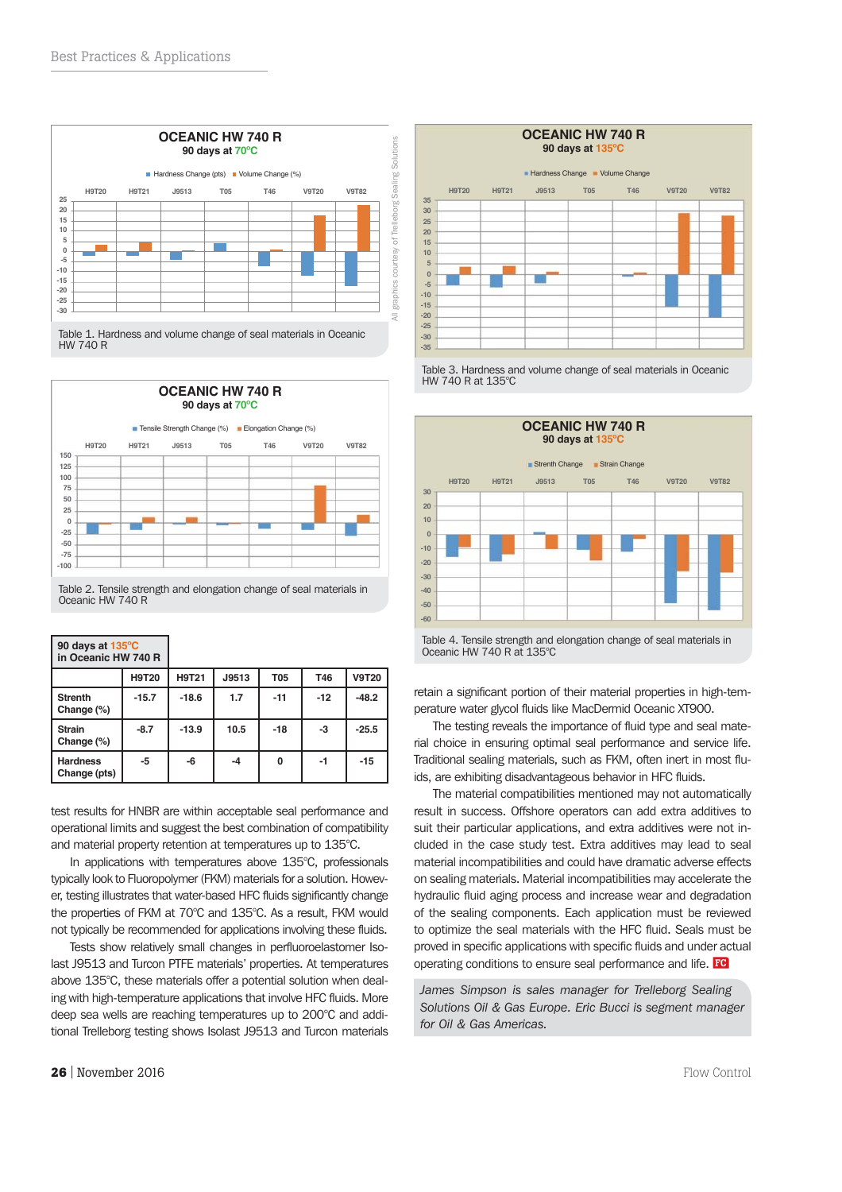OCEANIC HW 740 R
90 days at 70°C

Hardness Change (pts) Volume Change (%)

H9T20 H9T21 J9513 T05 T46 V9T20 V9T82

25 20 15 10 5 0 -5 -10 -15 -20 -25 -30

Table 1. Hardness and volume change of seal materials in Oceanic HW 740 R

OCEANIC HW 740 R
90 days at 70°C

Tensile Strength Change (%) Elongation Change (%)

H9T20 H9T21 J9513 T05 T46 V9T20 V9T82

150 125 100 75 50 25 0 -25 -50 -75 -100

Table 2. Tensile strength and elongation change of seal materials in Oceanic HW 740 R

| 90 days at 135°C in Oceanic HW 740 R | H9T20 | H9T21 | J9513 | T05 | T46 | V9T20 |
|---|---|---|---|---|---|---|
| Strenth Change (%) | -15.7 | -18.6 | 1.7 | -11 | -12 | -48.2 |
| Strain Change (%) | -8.7 | -13.9 | 10.5 | -18 | -3 | -25.5 |
| Hardness Change (pts) | -5 | -6 | -4 | 0 | -1 | -15 |

All graphics courtesy of Trelleborg Sealing Solutions

OCEANIC HW 740 R
90 days at 135°C

Hardness Change Volume Change

H9T20 H9T21 J9513 T05 T46 V9T20 V9T82

35 30 25 20 15 10 5 0 -5 -10 -15 -20 -25 -30 -35

Table 3. Hardness and volume change of seal materials in Oceanic HW 740 R at 135°C

OCEANIC HW 740 R
90 days at 135°C

Strenth Change Strain Change

H9T20 H9T21 J9513 T05 T46 V9T20 V9T82

30 20 10 0 -10 -20 -30 -40 -50 -60

Table 4. Tensile strength and elongation change of seal materials in Oceanic HW 740 R at 135°C

test results for HNBR are within acceptable seal performance and operational limits and suggest the best combination of compatibility and material property retention at temperatures up to 135°C.

In applications with temperatures above 135°C, professionals typically look to Fluoropolymer (FKM) materials for a solution. However, testing illustrates that water-based HFC fluids significantly change the properties of FKM at 70°C and 135°C. As a result, FKM would not typically be recommended for applications involving these fluids.

Tests show relatively small changes in perfluoroelastomer Isolast J9513 and Turcon PTFE materials' properties. At temperatures above 135°C, these materials offer a potential solution when dealing with high-temperature applications that involve HFC fluids. More deep sea wells are reaching temperatures up to 200°C and additional Trelleborg testing shows Isolast J9513 and Turcon materials retain a significant portion of their material properties in high-temperature water glycol fluids like MacDermid Oceanic XT900.

The testing reveals the importance of fluid type and seal material choice in ensuring optimal seal performance and service life. Traditional sealing materials, such as FKM, often inert in most fluids, are exhibiting disadvantageous behavior in HFC fluids.

The material compatibilities mentioned may not automatically result in success. Offshore operators can add extra additives to suit their particular applications, and extra additives were not included in the case study test. Extra additives may lead to seal material incompatibilities and could have dramatic adverse effects on sealing materials. Material incompatibilities may accelerate the hydraulic fluid aging process and increase wear and degradation of the sealing components. Each application must be reviewed to optimize the seal materials with the HFC fluid. Seals must be proved in specific applications with specific fluids and under actual operating conditions to ensure seal performance and life. FC

*James Simpson is sales manager for Trelleborg Sealing Solutions Oil & Gas Europe. Eric Bucci is segment manager for Oil & Gas Americas.*